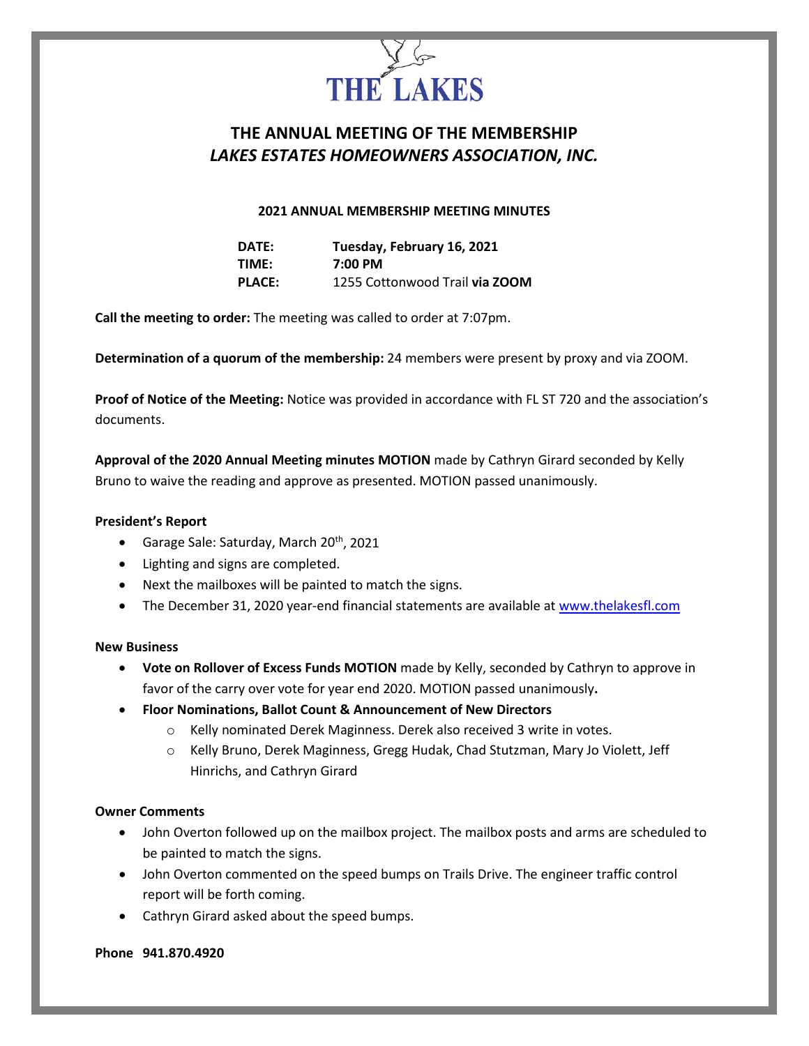THE LAKES

# THE ANNUAL MEETING OF THE MEMBERSHIP
## *LAKES ESTATES HOMEOWNERS ASSOCIATION, INC.*

**2021 ANNUAL MEMBERSHIP MEETING MINUTES**

**DATE:** **Tuesday, February 16, 2021**
**TIME:** **7:00 PM**
**PLACE:** 1255 Cottonwood Trail **via ZOOM**

**Call the meeting to order:** The meeting was called to order at 7:07pm.

**Determination of a quorum of the membership:** 24 members were present by proxy and via ZOOM.

**Proof of Notice of the Meeting:** Notice was provided in accordance with FL ST 720 and the association's documents.

**Approval of the 2020 Annual Meeting minutes MOTION** made by Cathryn Girard seconded by Kelly Bruno to waive the reading and approve as presented. MOTION passed unanimously.

**President's Report**

- Garage Sale: Saturday, March 20th, 2021
- Lighting and signs are completed.
- Next the mailboxes will be painted to match the signs.
- The December 31, 2020 year-end financial statements are available at www.thelakesfl.com

**New Business**

- **Vote on Rollover of Excess Funds MOTION** made by Kelly, seconded by Cathryn to approve in favor of the carry over vote for year end 2020. MOTION passed unanimously**.**
- **Floor Nominations, Ballot Count & Announcement of New Directors**
  - Kelly nominated Derek Maginness. Derek also received 3 write in votes.
  - Kelly Bruno, Derek Maginness, Gregg Hudak, Chad Stutzman, Mary Jo Violett, Jeff Hinrichs, and Cathryn Girard

**Owner Comments**

- John Overton followed up on the mailbox project. The mailbox posts and arms are scheduled to be painted to match the signs.
- John Overton commented on the speed bumps on Trails Drive. The engineer traffic control report will be forth coming.
- Cathryn Girard asked about the speed bumps.

**Phone 941.870.4920**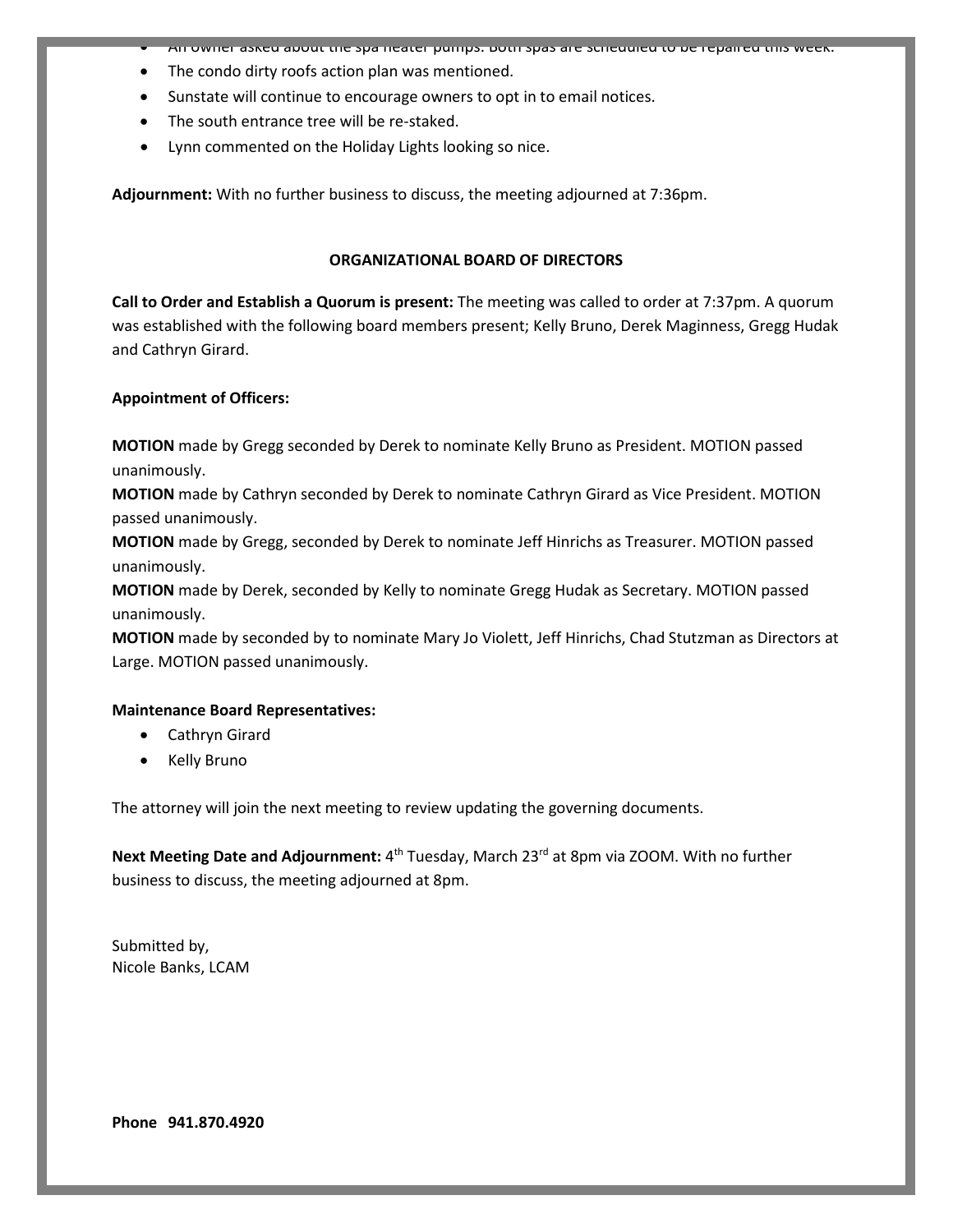- An owner asked about the spa heater pumps. Both spas are scheduled to be repaired this week.
- The condo dirty roofs action plan was mentioned.
- Sunstate will continue to encourage owners to opt in to email notices.
- The south entrance tree will be re-staked.
- Lynn commented on the Holiday Lights looking so nice.

**Adjournment:** With no further business to discuss, the meeting adjourned at 7:36pm.

## ORGANIZATIONAL BOARD OF DIRECTORS

**Call to Order and Establish a Quorum is present:** The meeting was called to order at 7:37pm. A quorum was established with the following board members present; Kelly Bruno, Derek Maginness, Gregg Hudak and Cathryn Girard.

**Appointment of Officers:**

**MOTION** made by Gregg seconded by Derek to nominate Kelly Bruno as President. MOTION passed unanimously.
**MOTION** made by Cathryn seconded by Derek to nominate Cathryn Girard as Vice President. MOTION passed unanimously.
**MOTION** made by Gregg, seconded by Derek to nominate Jeff Hinrichs as Treasurer. MOTION passed unanimously.
**MOTION** made by Derek, seconded by Kelly to nominate Gregg Hudak as Secretary. MOTION passed unanimously.
**MOTION** made by seconded by to nominate Mary Jo Violett, Jeff Hinrichs, Chad Stutzman as Directors at Large. MOTION passed unanimously.

**Maintenance Board Representatives:**

- Cathryn Girard
- Kelly Bruno

The attorney will join the next meeting to review updating the governing documents.

**Next Meeting Date and Adjournment:** 4th Tuesday, March 23rd at 8pm via ZOOM. With no further business to discuss, the meeting adjourned at 8pm.

Submitted by,
Nicole Banks, LCAM

**Phone 941.870.4920**